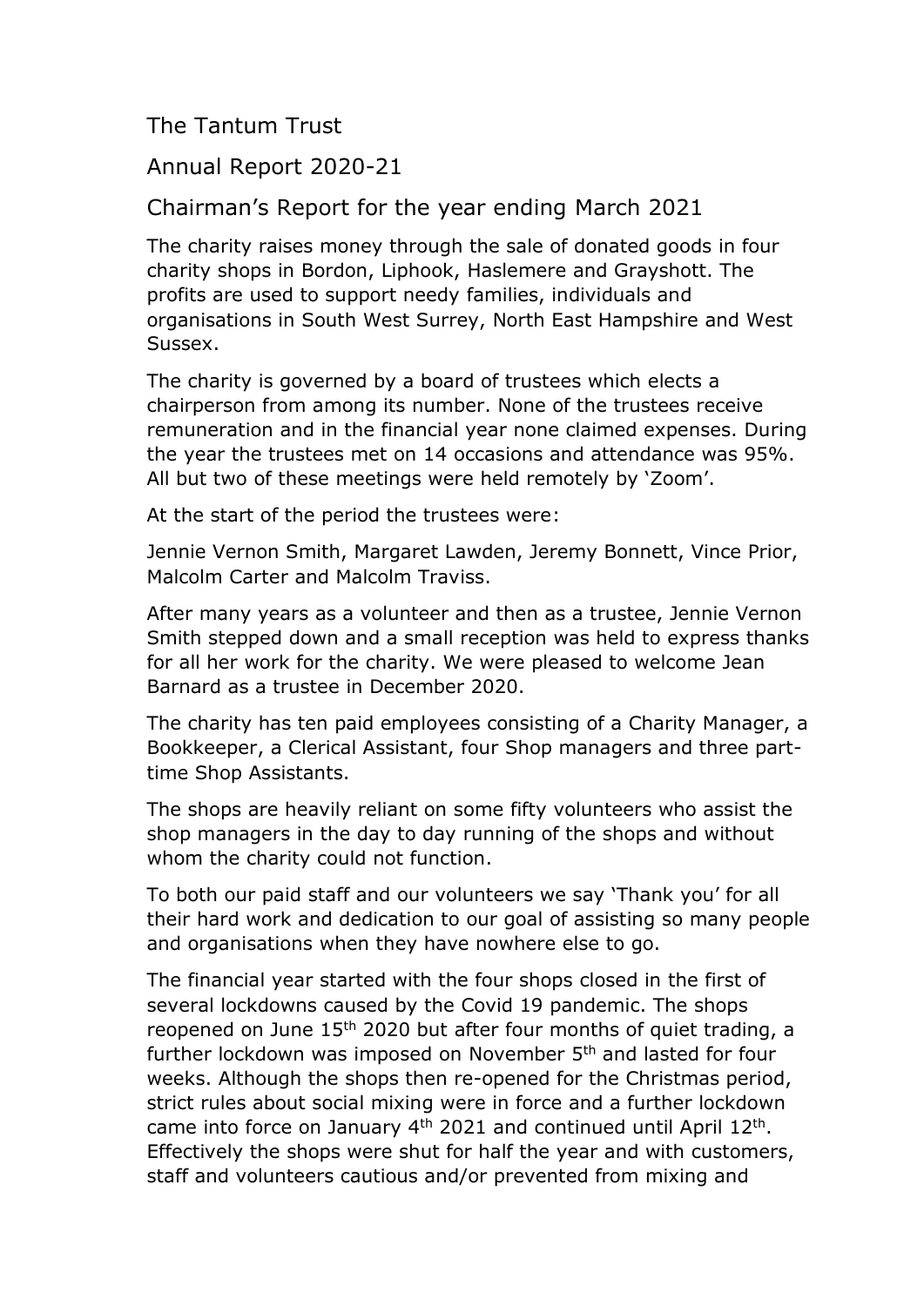# The Tantum Trust

## Annual Report 2020-21

## Chairman's Report for the year ending March 2021

The charity raises money through the sale of donated goods in four charity shops in Bordon, Liphook, Haslemere and Grayshott. The profits are used to support needy families, individuals and organisations in South West Surrey, North East Hampshire and West Sussex.

The charity is governed by a board of trustees which elects a chairperson from among its number. None of the trustees receive remuneration and in the financial year none claimed expenses. During the year the trustees met on 14 occasions and attendance was 95%. All but two of these meetings were held remotely by 'Zoom'.

At the start of the period the trustees were:

Jennie Vernon Smith, Margaret Lawden, Jeremy Bonnett, Vince Prior, Malcolm Carter and Malcolm Traviss.

After many years as a volunteer and then as a trustee, Jennie Vernon Smith stepped down and a small reception was held to express thanks for all her work for the charity. We were pleased to welcome Jean Barnard as a trustee in December 2020.

The charity has ten paid employees consisting of a Charity Manager, a Bookkeeper, a Clerical Assistant, four Shop managers and three part-time Shop Assistants.

The shops are heavily reliant on some fifty volunteers who assist the shop managers in the day to day running of the shops and without whom the charity could not function.

To both our paid staff and our volunteers we say 'Thank you' for all their hard work and dedication to our goal of assisting so many people and organisations when they have nowhere else to go.

The financial year started with the four shops closed in the first of several lockdowns caused by the Covid 19 pandemic. The shops reopened on June 15th 2020 but after four months of quiet trading, a further lockdown was imposed on November 5th and lasted for four weeks. Although the shops then re-opened for the Christmas period, strict rules about social mixing were in force and a further lockdown came into force on January 4th 2021 and continued until April 12th. Effectively the shops were shut for half the year and with customers, staff and volunteers cautious and/or prevented from mixing and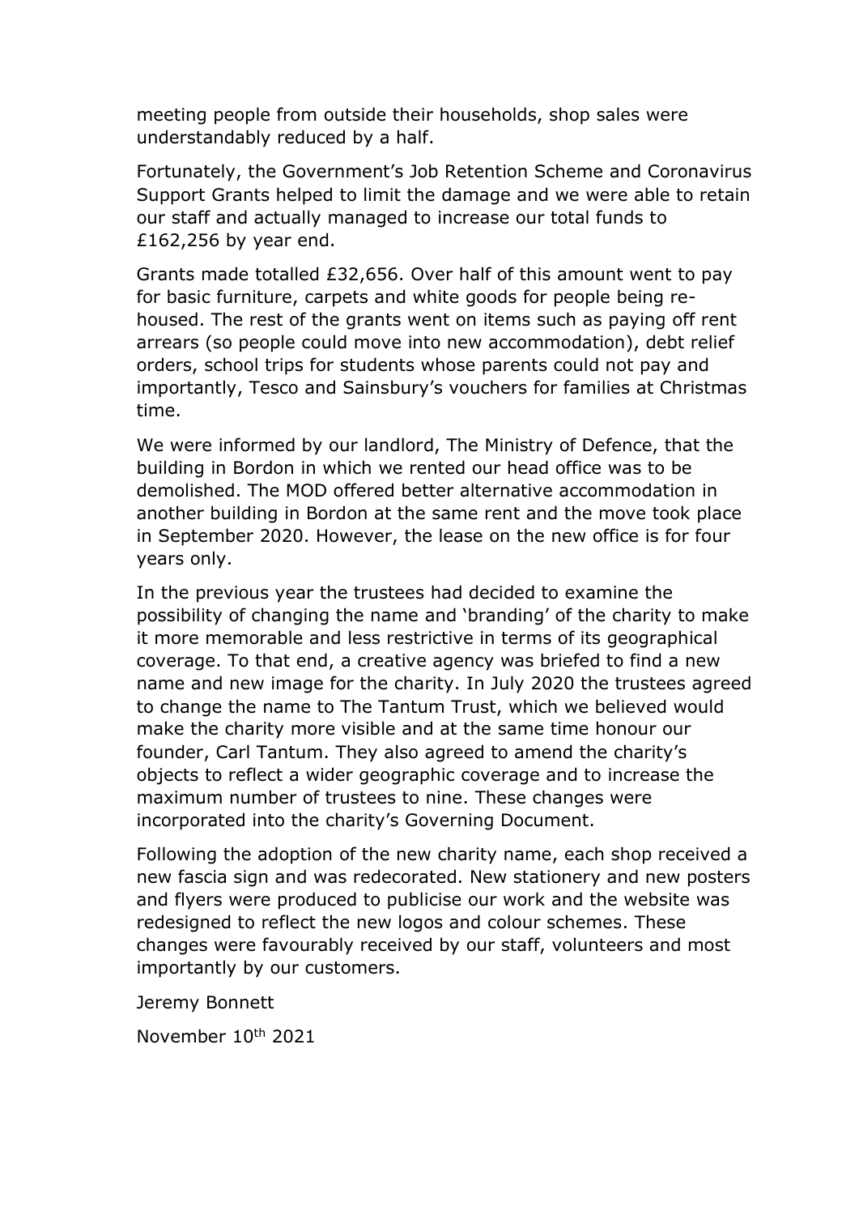meeting people from outside their households, shop sales were understandably reduced by a half.

Fortunately, the Government's Job Retention Scheme and Coronavirus Support Grants helped to limit the damage and we were able to retain our staff and actually managed to increase our total funds to £162,256 by year end.

Grants made totalled £32,656. Over half of this amount went to pay for basic furniture, carpets and white goods for people being re-housed. The rest of the grants went on items such as paying off rent arrears (so people could move into new accommodation), debt relief orders, school trips for students whose parents could not pay and importantly, Tesco and Sainsbury's vouchers for families at Christmas time.

We were informed by our landlord, The Ministry of Defence, that the building in Bordon in which we rented our head office was to be demolished. The MOD offered better alternative accommodation in another building in Bordon at the same rent and the move took place in September 2020. However, the lease on the new office is for four years only.

In the previous year the trustees had decided to examine the possibility of changing the name and 'branding' of the charity to make it more memorable and less restrictive in terms of its geographical coverage. To that end, a creative agency was briefed to find a new name and new image for the charity. In July 2020 the trustees agreed to change the name to The Tantum Trust, which we believed would make the charity more visible and at the same time honour our founder, Carl Tantum. They also agreed to amend the charity's objects to reflect a wider geographic coverage and to increase the maximum number of trustees to nine. These changes were incorporated into the charity's Governing Document.

Following the adoption of the new charity name, each shop received a new fascia sign and was redecorated. New stationery and new posters and flyers were produced to publicise our work and the website was redesigned to reflect the new logos and colour schemes. These changes were favourably received by our staff, volunteers and most importantly by our customers.

Jeremy Bonnett

November 10th 2021